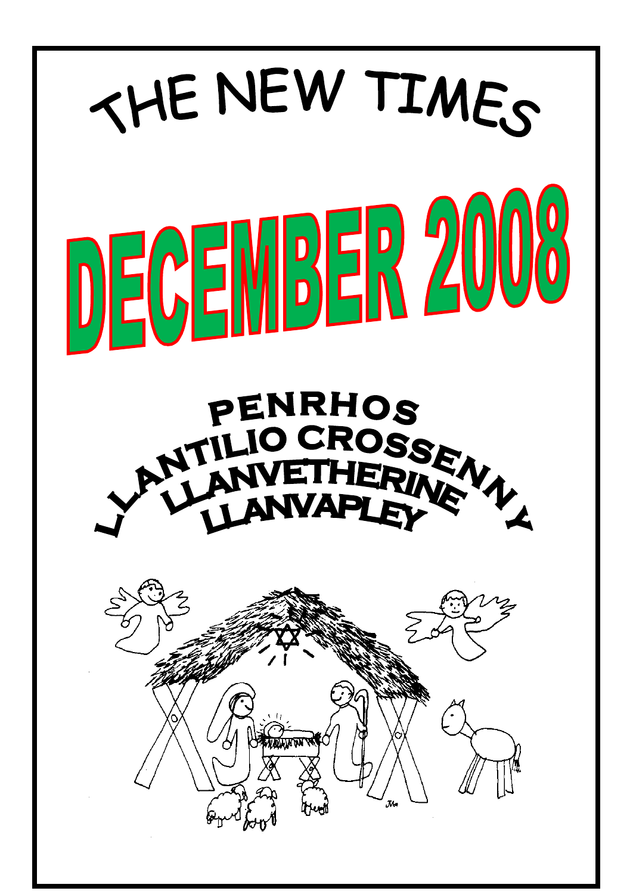# THE NEW TIMES

# DECEMBER 2008

## PENRHOS
## LLANTILIO CROSSENNY
## LLANVETHERINE
## LLANVAPLEY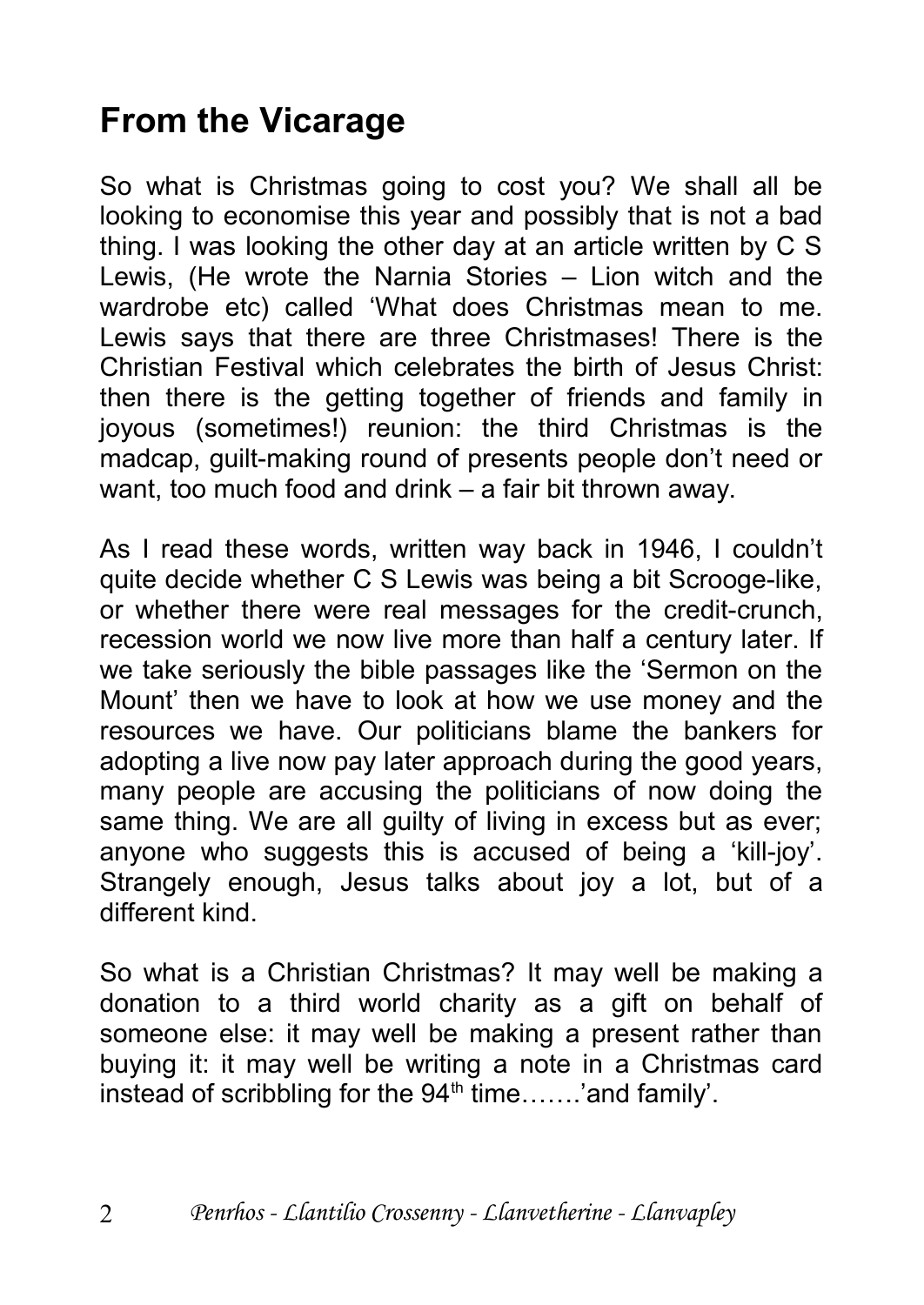# From the Vicarage

So what is Christmas going to cost you? We shall all be looking to economise this year and possibly that is not a bad thing. I was looking the other day at an article written by C S Lewis, (He wrote the Narnia Stories – Lion witch and the wardrobe etc) called 'What does Christmas mean to me. Lewis says that there are three Christmases! There is the Christian Festival which celebrates the birth of Jesus Christ: then there is the getting together of friends and family in joyous (sometimes!) reunion: the third Christmas is the madcap, guilt-making round of presents people don't need or want, too much food and drink – a fair bit thrown away.

As I read these words, written way back in 1946, I couldn't quite decide whether C S Lewis was being a bit Scrooge-like, or whether there were real messages for the credit-crunch, recession world we now live more than half a century later. If we take seriously the bible passages like the 'Sermon on the Mount' then we have to look at how we use money and the resources we have. Our politicians blame the bankers for adopting a live now pay later approach during the good years, many people are accusing the politicians of now doing the same thing. We are all guilty of living in excess but as ever; anyone who suggests this is accused of being a 'kill-joy'. Strangely enough, Jesus talks about joy a lot, but of a different kind.

So what is a Christian Christmas? It may well be making a donation to a third world charity as a gift on behalf of someone else: it may well be making a present rather than buying it: it may well be writing a note in a Christmas card instead of scribbling for the 94th time…….'and family'.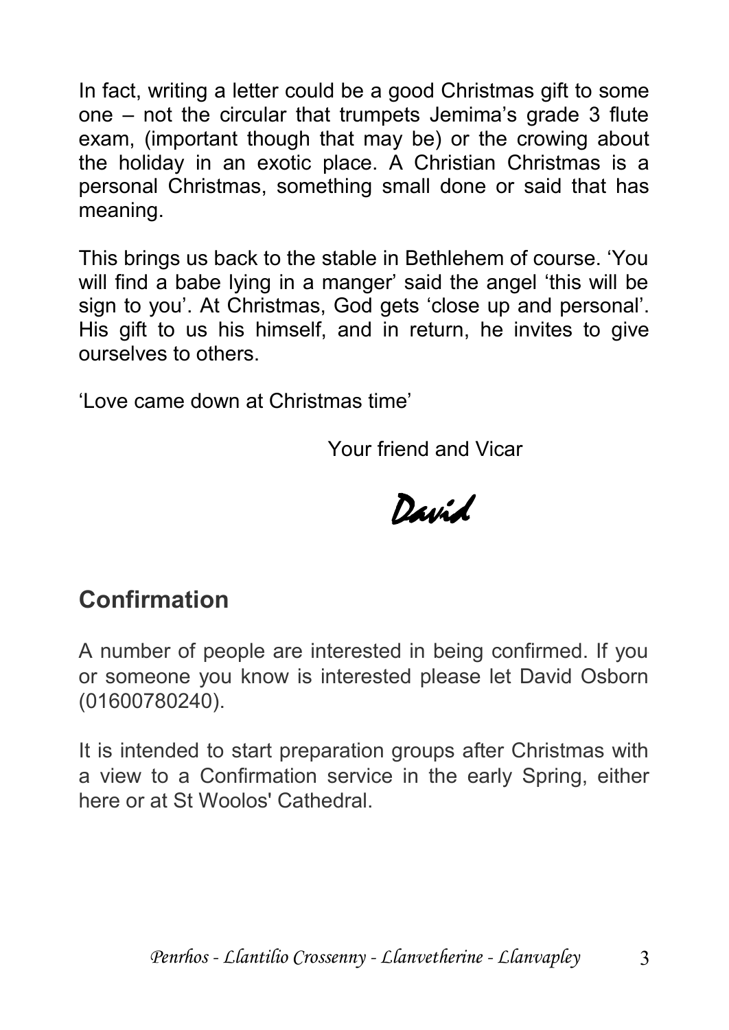In fact, writing a letter could be a good Christmas gift to some one – not the circular that trumpets Jemima's grade 3 flute exam, (important though that may be) or the crowing about the holiday in an exotic place. A Christian Christmas is a personal Christmas, something small done or said that has meaning.

This brings us back to the stable in Bethlehem of course. 'You will find a babe lying in a manger' said the angel 'this will be sign to you'. At Christmas, God gets 'close up and personal'. His gift to us his himself, and in return, he invites to give ourselves to others.

'Love came down at Christmas time'

Your friend and Vicar

*David*

## Confirmation

A number of people are interested in being confirmed. If you or someone you know is interested please let David Osborn (01600780240).

It is intended to start preparation groups after Christmas with a view to a Confirmation service in the early Spring, either here or at St Woolos' Cathedral.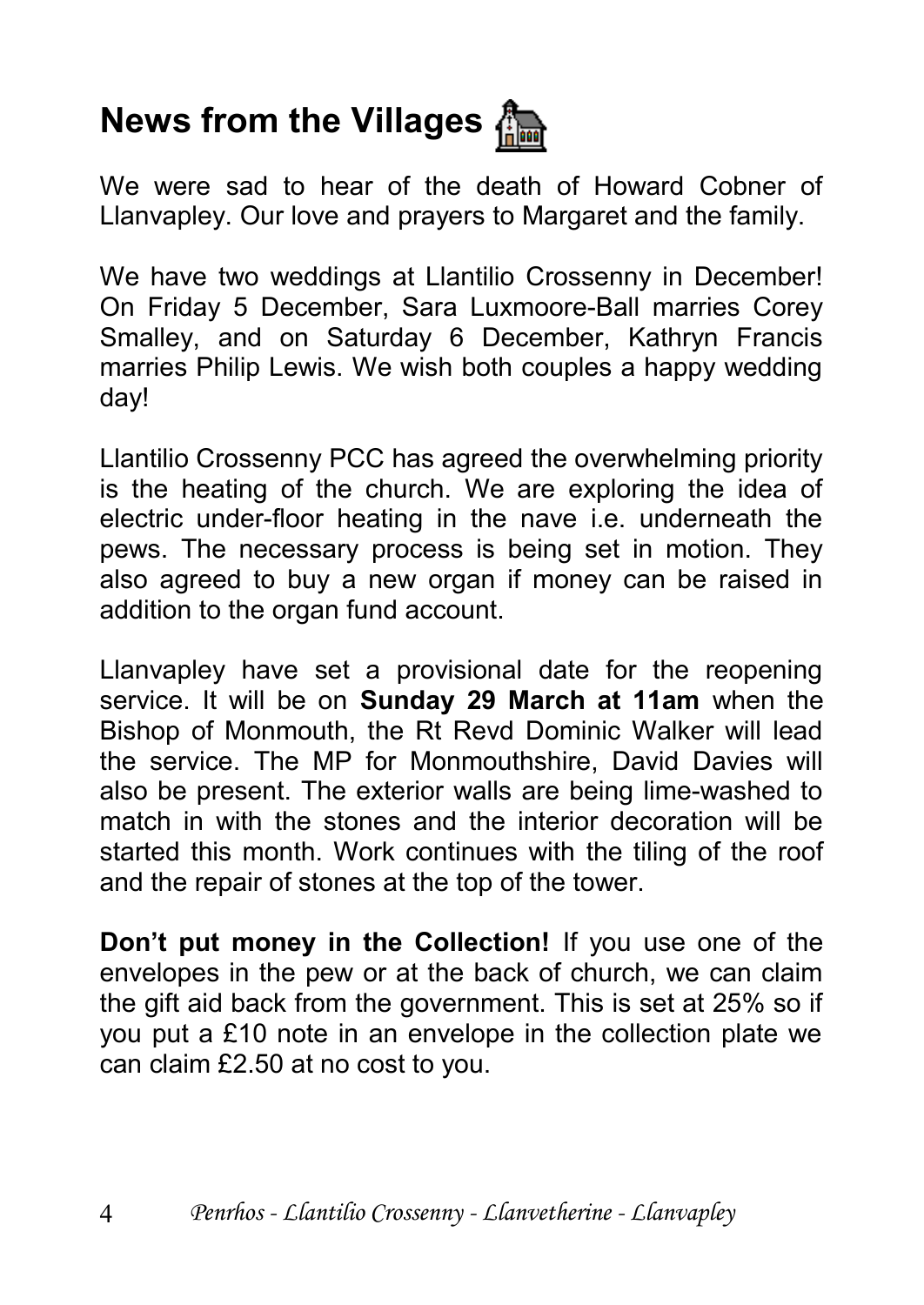# News from the Villages

We were sad to hear of the death of Howard Cobner of Llanvapley. Our love and prayers to Margaret and the family.

We have two weddings at Llantilio Crossenny in December! On Friday 5 December, Sara Luxmoore-Ball marries Corey Smalley, and on Saturday 6 December, Kathryn Francis marries Philip Lewis. We wish both couples a happy wedding day!

Llantilio Crossenny PCC has agreed the overwhelming priority is the heating of the church. We are exploring the idea of electric under-floor heating in the nave i.e. underneath the pews. The necessary process is being set in motion. They also agreed to buy a new organ if money can be raised in addition to the organ fund account.

Llanvapley have set a provisional date for the reopening service. It will be on **Sunday 29 March at 11am** when the Bishop of Monmouth, the Rt Revd Dominic Walker will lead the service. The MP for Monmouthshire, David Davies will also be present. The exterior walls are being lime-washed to match in with the stones and the interior decoration will be started this month. Work continues with the tiling of the roof and the repair of stones at the top of the tower.

**Don't put money in the Collection!** If you use one of the envelopes in the pew or at the back of church, we can claim the gift aid back from the government. This is set at 25% so if you put a £10 note in an envelope in the collection plate we can claim £2.50 at no cost to you.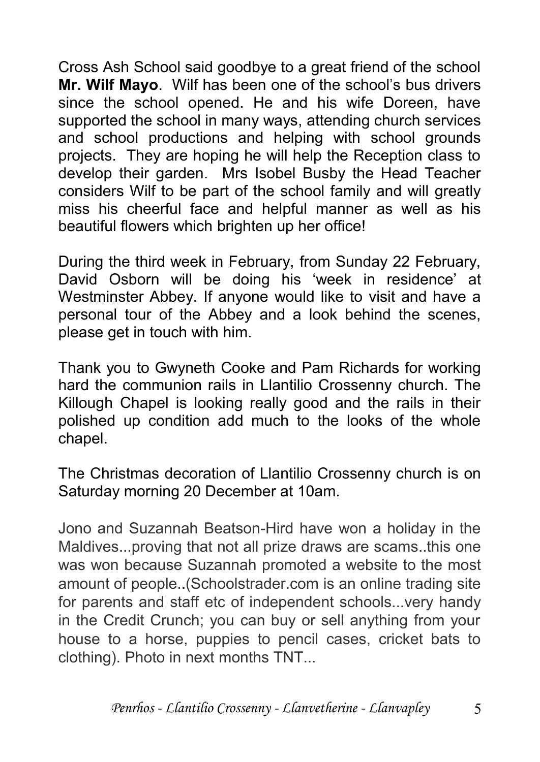Cross Ash School said goodbye to a great friend of the school **Mr. Wilf Mayo**. Wilf has been one of the school's bus drivers since the school opened. He and his wife Doreen, have supported the school in many ways, attending church services and school productions and helping with school grounds projects. They are hoping he will help the Reception class to develop their garden. Mrs Isobel Busby the Head Teacher considers Wilf to be part of the school family and will greatly miss his cheerful face and helpful manner as well as his beautiful flowers which brighten up her office!

During the third week in February, from Sunday 22 February, David Osborn will be doing his 'week in residence' at Westminster Abbey. If anyone would like to visit and have a personal tour of the Abbey and a look behind the scenes, please get in touch with him.

Thank you to Gwyneth Cooke and Pam Richards for working hard the communion rails in Llantilio Crossenny church. The Killough Chapel is looking really good and the rails in their polished up condition add much to the looks of the whole chapel.

The Christmas decoration of Llantilio Crossenny church is on Saturday morning 20 December at 10am.

Jono and Suzannah Beatson-Hird have won a holiday in the Maldives...proving that not all prize draws are scams..this one was won because Suzannah promoted a website to the most amount of people..(Schoolstrader.com is an online trading site for parents and staff etc of independent schools...very handy in the Credit Crunch; you can buy or sell anything from your house to a horse, puppies to pencil cases, cricket bats to clothing). Photo in next months TNT...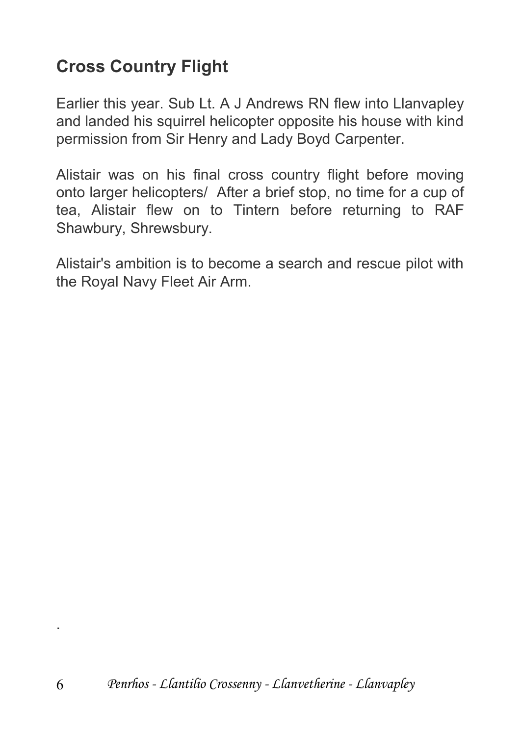## Cross Country Flight

Earlier this year. Sub Lt. A J Andrews RN flew into Llanvapley and landed his squirrel helicopter opposite his house with kind permission from Sir Henry and Lady Boyd Carpenter.

Alistair was on his final cross country flight before moving onto larger helicopters/ After a brief stop, no time for a cup of tea, Alistair flew on to Tintern before returning to RAF Shawbury, Shrewsbury.

Alistair's ambition is to become a search and rescue pilot with the Royal Navy Fleet Air Arm.

.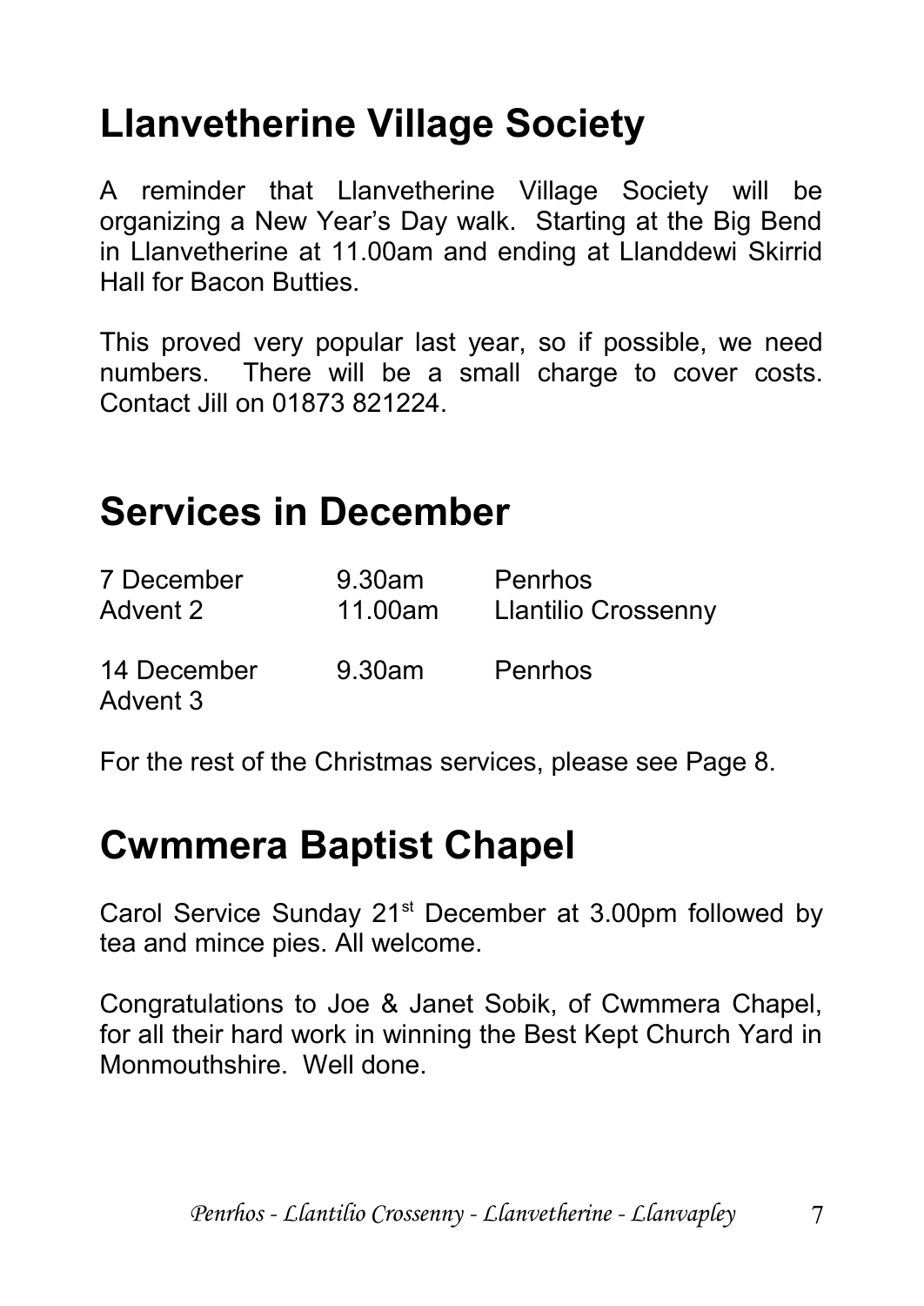# Llanvetherine Village Society

A reminder that Llanvetherine Village Society will be organizing a New Year's Day walk. Starting at the Big Bend in Llanvetherine at 11.00am and ending at Llanddewi Skirrid Hall for Bacon Butties.

This proved very popular last year, so if possible, we need numbers. There will be a small charge to cover costs. Contact Jill on 01873 821224.

# Services in December

| | | |
|---|---|---|
| 7 December | 9.30am | Penrhos |
| Advent 2 | 11.00am | Llantilio Crossenny |
| 14 December | 9.30am | Penrhos |
| Advent 3 | | |

For the rest of the Christmas services, please see Page 8.

# Cwmmera Baptist Chapel

Carol Service Sunday 21st December at 3.00pm followed by tea and mince pies. All welcome.

Congratulations to Joe & Janet Sobik, of Cwmmera Chapel, for all their hard work in winning the Best Kept Church Yard in Monmouthshire. Well done.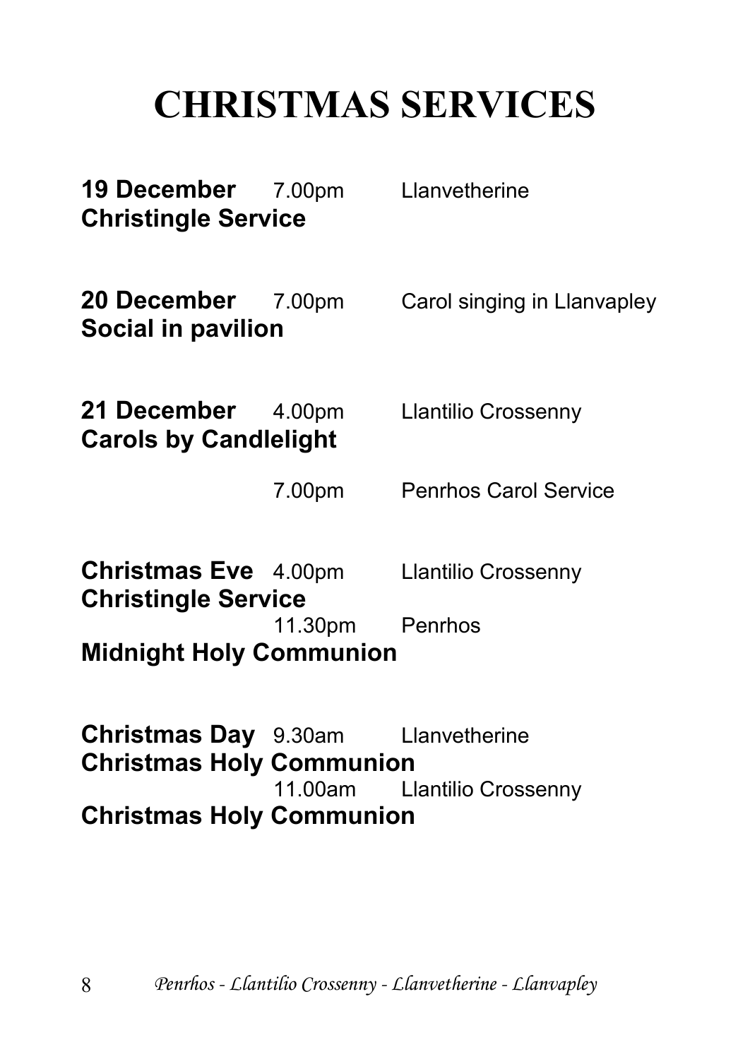# CHRISTMAS SERVICES

**19 December** 7.00pm Llanvetherine
**Christingle Service**

**20 December** 7.00pm Carol singing in Llanvapley
**Social in pavilion**

**21 December** 4.00pm Llantilio Crossenny
**Carols by Candlelight**

7.00pm Penrhos Carol Service

**Christmas Eve** 4.00pm Llantilio Crossenny
**Christingle Service**

11.30pm Penrhos
**Midnight Holy Communion**

**Christmas Day** 9.30am Llanvetherine
**Christmas Holy Communion**

11.00am Llantilio Crossenny
**Christmas Holy Communion**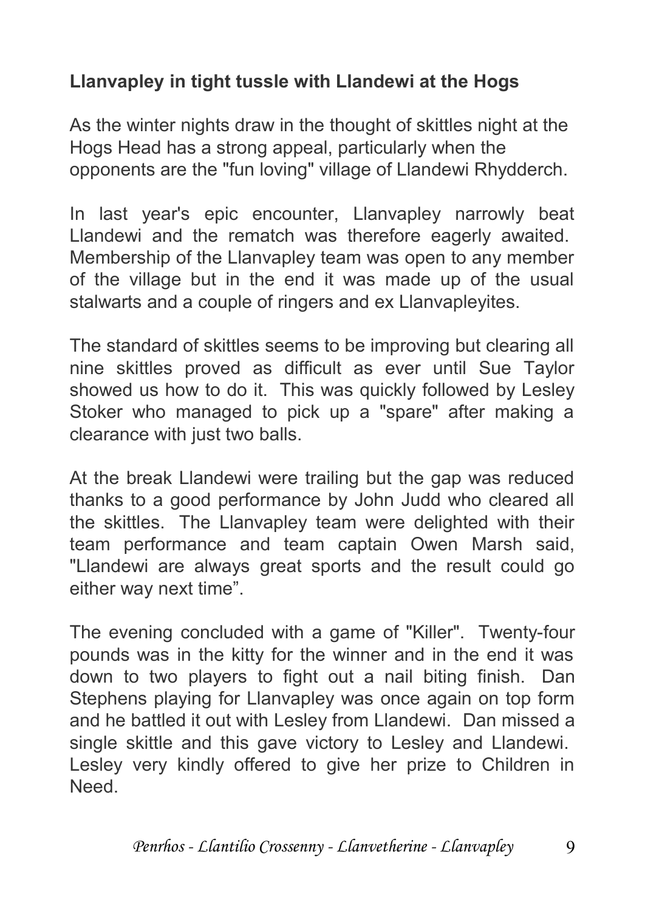**Llanvapley in tight tussle with Llandewi at the Hogs**

As the winter nights draw in the thought of skittles night at the Hogs Head has a strong appeal, particularly when the opponents are the "fun loving" village of Llandewi Rhydderch.

In last year's epic encounter, Llanvapley narrowly beat Llandewi and the rematch was therefore eagerly awaited. Membership of the Llanvapley team was open to any member of the village but in the end it was made up of the usual stalwarts and a couple of ringers and ex Llanvapleyites.

The standard of skittles seems to be improving but clearing all nine skittles proved as difficult as ever until Sue Taylor showed us how to do it. This was quickly followed by Lesley Stoker who managed to pick up a "spare" after making a clearance with just two balls.

At the break Llandewi were trailing but the gap was reduced thanks to a good performance by John Judd who cleared all the skittles. The Llanvapley team were delighted with their team performance and team captain Owen Marsh said, "Llandewi are always great sports and the result could go either way next time".

The evening concluded with a game of "Killer". Twenty-four pounds was in the kitty for the winner and in the end it was down to two players to fight out a nail biting finish. Dan Stephens playing for Llanvapley was once again on top form and he battled it out with Lesley from Llandewi. Dan missed a single skittle and this gave victory to Lesley and Llandewi. Lesley very kindly offered to give her prize to Children in Need.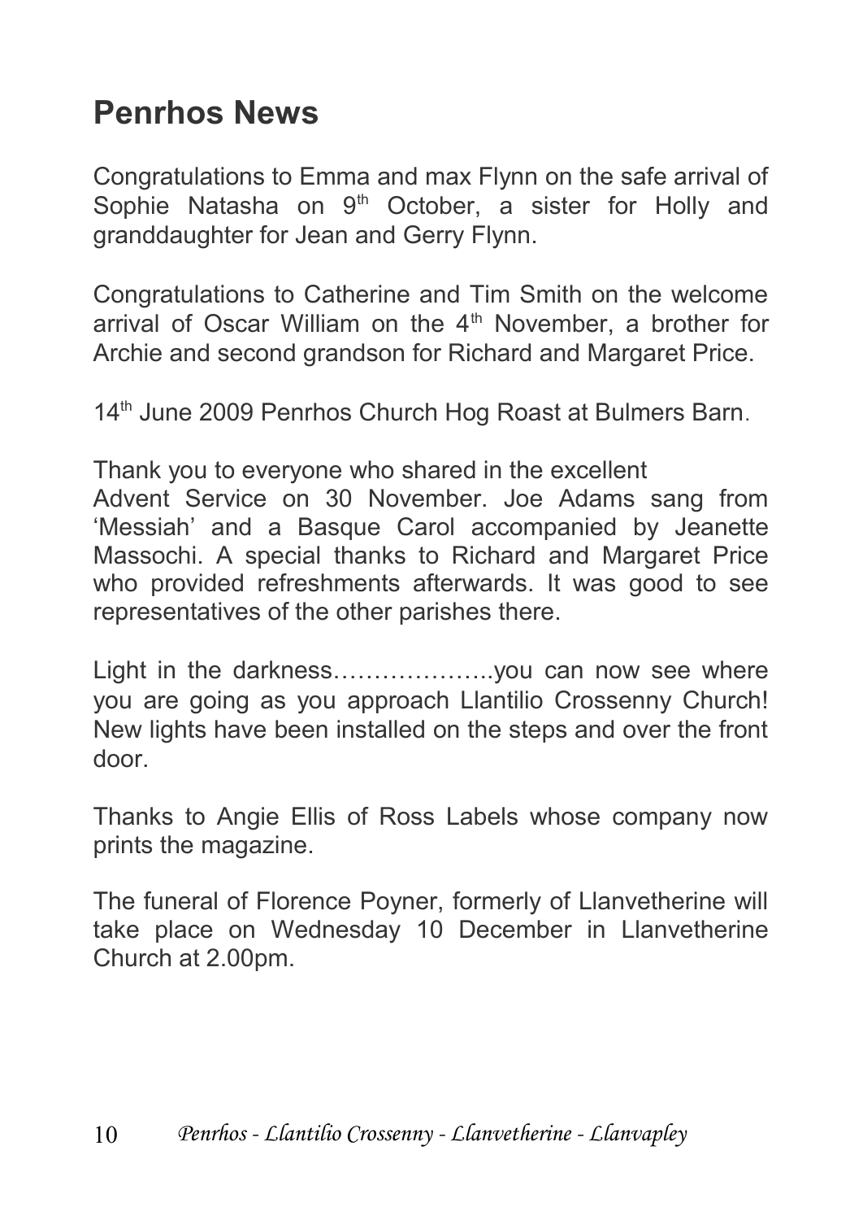## Penrhos News

Congratulations to Emma and max Flynn on the safe arrival of Sophie Natasha on 9th October, a sister for Holly and granddaughter for Jean and Gerry Flynn.

Congratulations to Catherine and Tim Smith on the welcome arrival of Oscar William on the 4th November, a brother for Archie and second grandson for Richard and Margaret Price.

14th June 2009 Penrhos Church Hog Roast at Bulmers Barn.

Thank you to everyone who shared in the excellent Advent Service on 30 November. Joe Adams sang from 'Messiah' and a Basque Carol accompanied by Jeanette Massochi. A special thanks to Richard and Margaret Price who provided refreshments afterwards. It was good to see representatives of the other parishes there.

Light in the darkness………………..you can now see where you are going as you approach Llantilio Crossenny Church! New lights have been installed on the steps and over the front door.

Thanks to Angie Ellis of Ross Labels whose company now prints the magazine.

The funeral of Florence Poyner, formerly of Llanvetherine will take place on Wednesday 10 December in Llanvetherine Church at 2.00pm.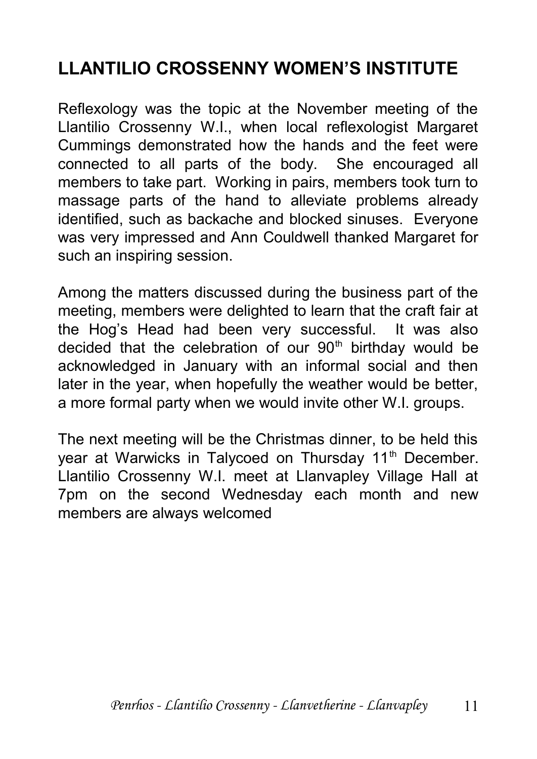# LLANTILIO CROSSENNY WOMEN'S INSTITUTE

Reflexology was the topic at the November meeting of the Llantilio Crossenny W.I., when local reflexologist Margaret Cummings demonstrated how the hands and the feet were connected to all parts of the body. She encouraged all members to take part. Working in pairs, members took turn to massage parts of the hand to alleviate problems already identified, such as backache and blocked sinuses. Everyone was very impressed and Ann Couldwell thanked Margaret for such an inspiring session.

Among the matters discussed during the business part of the meeting, members were delighted to learn that the craft fair at the Hog's Head had been very successful. It was also decided that the celebration of our 90th birthday would be acknowledged in January with an informal social and then later in the year, when hopefully the weather would be better, a more formal party when we would invite other W.I. groups.

The next meeting will be the Christmas dinner, to be held this year at Warwicks in Talycoed on Thursday 11th December. Llantilio Crossenny W.I. meet at Llanvapley Village Hall at 7pm on the second Wednesday each month and new members are always welcomed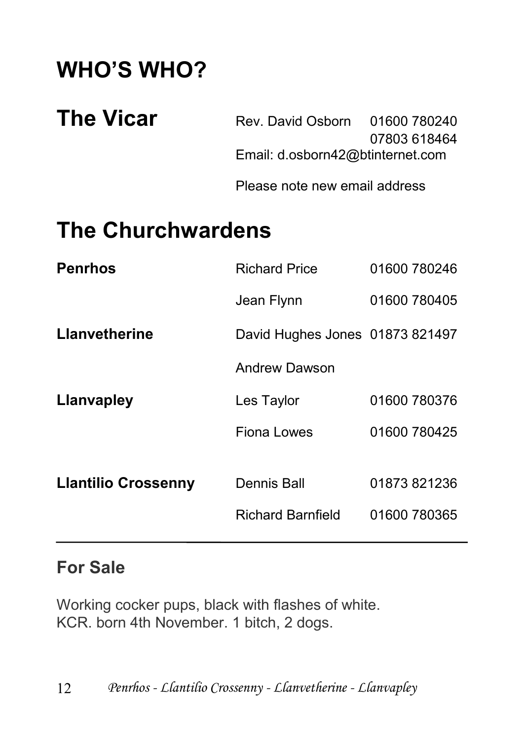# WHO'S WHO?

## The Vicar

Rev. David Osborn 01600 780240
07803 618464
Email: d.osborn42@btinternet.com

Please note new email address

## The Churchwardens

| | | |
|---|---|---|
| **Penrhos** | Richard Price | 01600 780246 |
| | Jean Flynn | 01600 780405 |
| **Llanvetherine** | David Hughes Jones | 01873 821497 |
| | Andrew Dawson | |
| **Llanvapley** | Les Taylor | 01600 780376 |
| | Fiona Lowes | 01600 780425 |
| **Llantilio Crossenny** | Dennis Ball | 01873 821236 |
| | Richard Barnfield | 01600 780365 |

---

### For Sale

Working cocker pups, black with flashes of white.
KCR. born 4th November. 1 bitch, 2 dogs.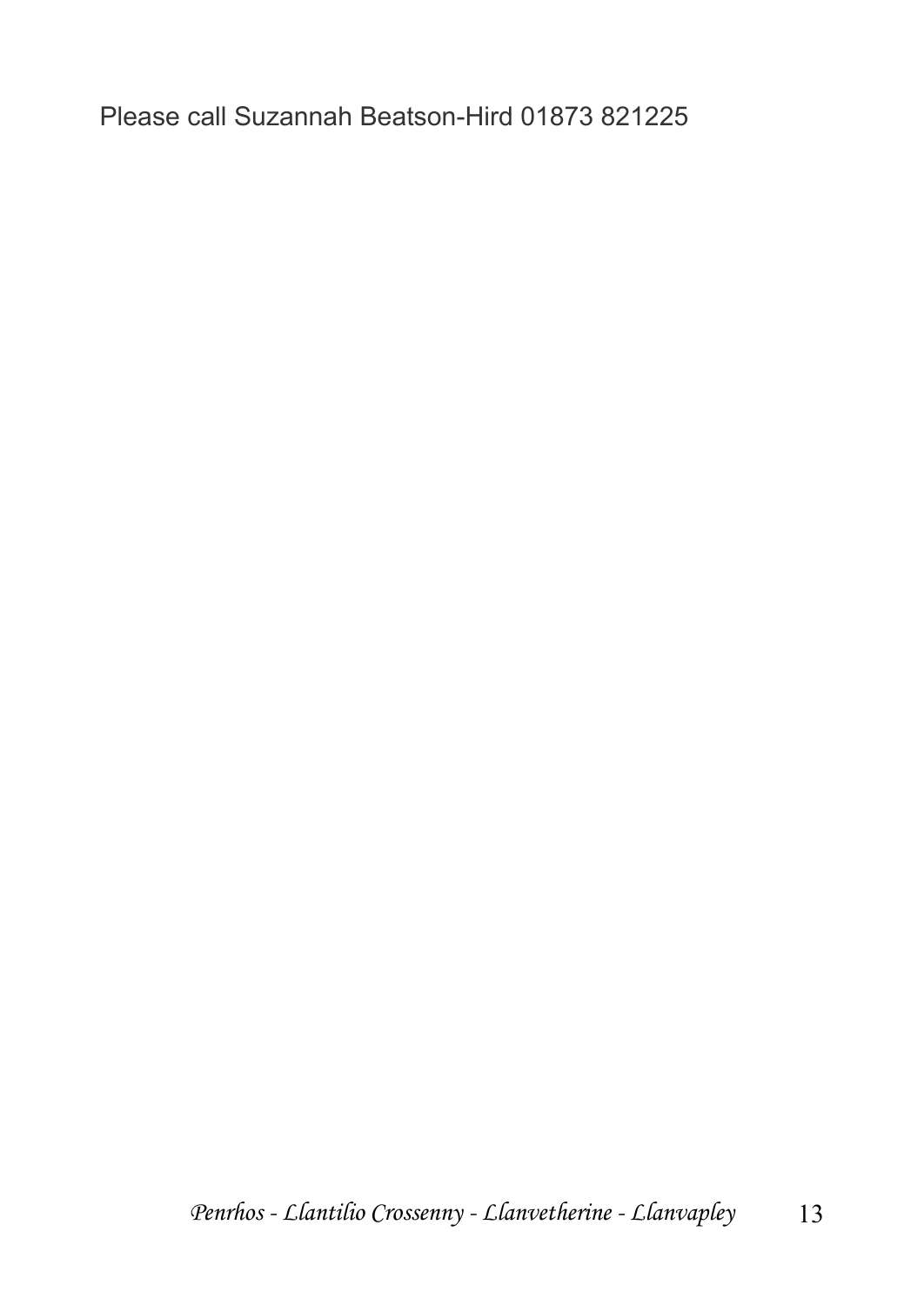Please call Suzannah Beatson-Hird 01873 821225